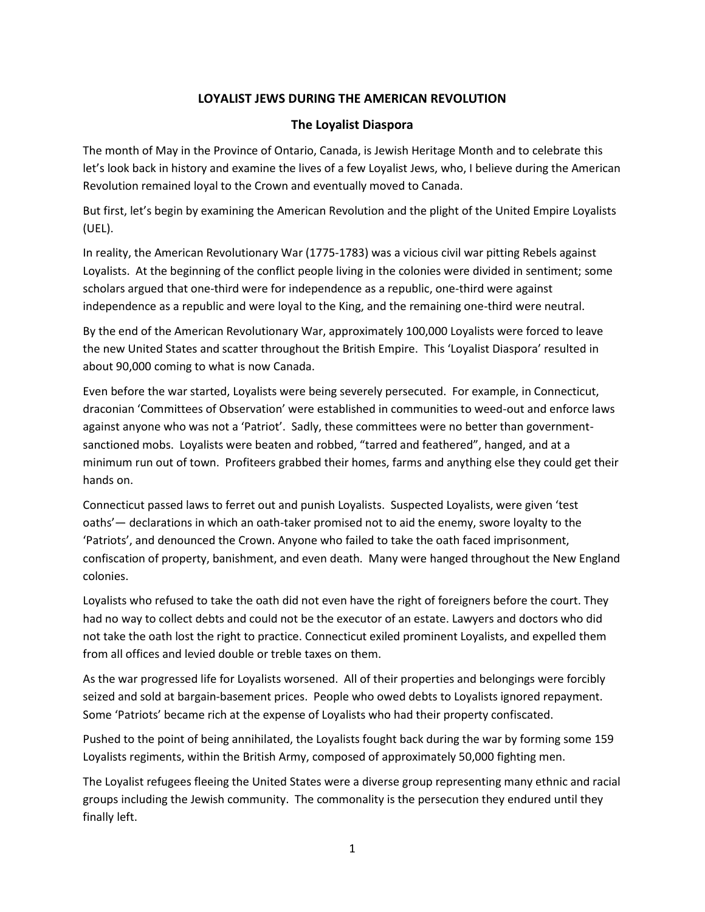# LOYALIST JEWS DURING THE AMERICAN REVOLUTION

## The Loyalist Diaspora

The month of May in the Province of Ontario, Canada, is Jewish Heritage Month and to celebrate this let's look back in history and examine the lives of a few Loyalist Jews, who, I believe during the American Revolution remained loyal to the Crown and eventually moved to Canada.

But first, let's begin by examining the American Revolution and the plight of the United Empire Loyalists (UEL).

In reality, the American Revolutionary War (1775-1783) was a vicious civil war pitting Rebels against Loyalists. At the beginning of the conflict people living in the colonies were divided in sentiment; some scholars argued that one-third were for independence as a republic, one-third were against independence as a republic and were loyal to the King, and the remaining one-third were neutral.

By the end of the American Revolutionary War, approximately 100,000 Loyalists were forced to leave the new United States and scatter throughout the British Empire. This 'Loyalist Diaspora' resulted in about 90,000 coming to what is now Canada.

Even before the war started, Loyalists were being severely persecuted. For example, in Connecticut, draconian 'Committees of Observation' were established in communities to weed-out and enforce laws against anyone who was not a 'Patriot'. Sadly, these committees were no better than government-sanctioned mobs. Loyalists were beaten and robbed, "tarred and feathered", hanged, and at a minimum run out of town. Profiteers grabbed their homes, farms and anything else they could get their hands on.

Connecticut passed laws to ferret out and punish Loyalists. Suspected Loyalists, were given 'test oaths'— declarations in which an oath-taker promised not to aid the enemy, swore loyalty to the 'Patriots', and denounced the Crown. Anyone who failed to take the oath faced imprisonment, confiscation of property, banishment, and even death. Many were hanged throughout the New England colonies.

Loyalists who refused to take the oath did not even have the right of foreigners before the court. They had no way to collect debts and could not be the executor of an estate. Lawyers and doctors who did not take the oath lost the right to practice. Connecticut exiled prominent Loyalists, and expelled them from all offices and levied double or treble taxes on them.

As the war progressed life for Loyalists worsened. All of their properties and belongings were forcibly seized and sold at bargain-basement prices. People who owed debts to Loyalists ignored repayment. Some 'Patriots' became rich at the expense of Loyalists who had their property confiscated.

Pushed to the point of being annihilated, the Loyalists fought back during the war by forming some 159 Loyalists regiments, within the British Army, composed of approximately 50,000 fighting men.

The Loyalist refugees fleeing the United States were a diverse group representing many ethnic and racial groups including the Jewish community. The commonality is the persecution they endured until they finally left.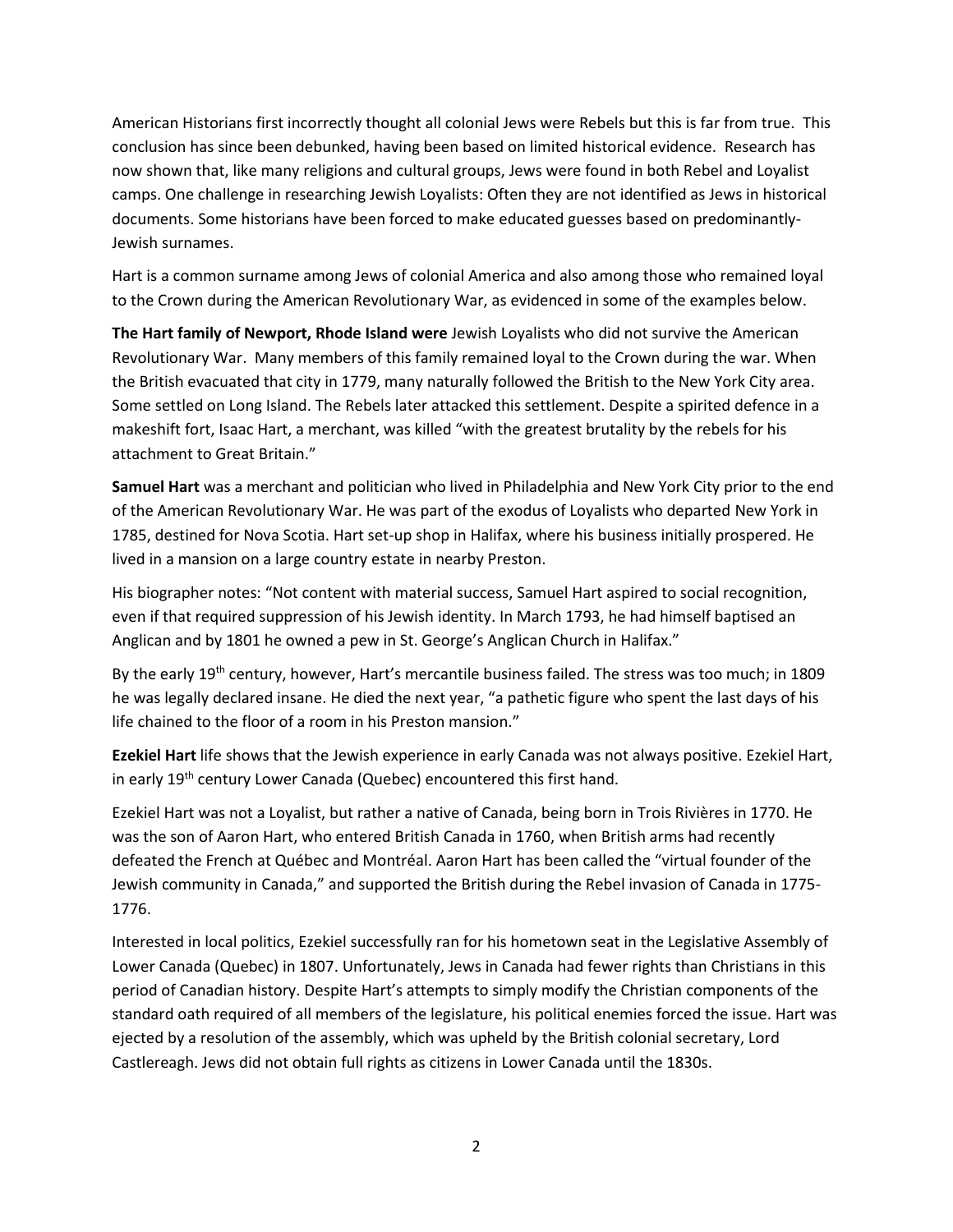American Historians first incorrectly thought all colonial Jews were Rebels but this is far from true. This conclusion has since been debunked, having been based on limited historical evidence. Research has now shown that, like many religions and cultural groups, Jews were found in both Rebel and Loyalist camps. One challenge in researching Jewish Loyalists: Often they are not identified as Jews in historical documents. Some historians have been forced to make educated guesses based on predominantly-Jewish surnames.

Hart is a common surname among Jews of colonial America and also among those who remained loyal to the Crown during the American Revolutionary War, as evidenced in some of the examples below.

**The Hart family of Newport, Rhode Island were** Jewish Loyalists who did not survive the American Revolutionary War. Many members of this family remained loyal to the Crown during the war. When the British evacuated that city in 1779, many naturally followed the British to the New York City area. Some settled on Long Island. The Rebels later attacked this settlement. Despite a spirited defence in a makeshift fort, Isaac Hart, a merchant, was killed "with the greatest brutality by the rebels for his attachment to Great Britain."

**Samuel Hart** was a merchant and politician who lived in Philadelphia and New York City prior to the end of the American Revolutionary War. He was part of the exodus of Loyalists who departed New York in 1785, destined for Nova Scotia. Hart set-up shop in Halifax, where his business initially prospered. He lived in a mansion on a large country estate in nearby Preston.

His biographer notes: "Not content with material success, Samuel Hart aspired to social recognition, even if that required suppression of his Jewish identity. In March 1793, he had himself baptised an Anglican and by 1801 he owned a pew in St. George's Anglican Church in Halifax."

By the early 19th century, however, Hart's mercantile business failed. The stress was too much; in 1809 he was legally declared insane. He died the next year, "a pathetic figure who spent the last days of his life chained to the floor of a room in his Preston mansion."

**Ezekiel Hart** life shows that the Jewish experience in early Canada was not always positive. Ezekiel Hart, in early 19th century Lower Canada (Quebec) encountered this first hand.

Ezekiel Hart was not a Loyalist, but rather a native of Canada, being born in Trois Rivières in 1770. He was the son of Aaron Hart, who entered British Canada in 1760, when British arms had recently defeated the French at Québec and Montréal. Aaron Hart has been called the "virtual founder of the Jewish community in Canada," and supported the British during the Rebel invasion of Canada in 1775-1776.

Interested in local politics, Ezekiel successfully ran for his hometown seat in the Legislative Assembly of Lower Canada (Quebec) in 1807. Unfortunately, Jews in Canada had fewer rights than Christians in this period of Canadian history. Despite Hart's attempts to simply modify the Christian components of the standard oath required of all members of the legislature, his political enemies forced the issue. Hart was ejected by a resolution of the assembly, which was upheld by the British colonial secretary, Lord Castlereagh. Jews did not obtain full rights as citizens in Lower Canada until the 1830s.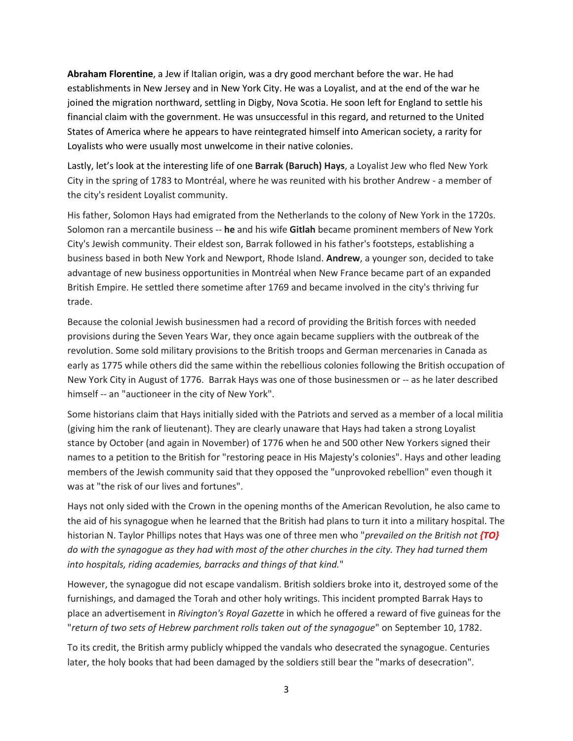**Abraham Florentine**, a Jew if Italian origin, was a dry good merchant before the war. He had establishments in New Jersey and in New York City. He was a Loyalist, and at the end of the war he joined the migration northward, settling in Digby, Nova Scotia. He soon left for England to settle his financial claim with the government. He was unsuccessful in this regard, and returned to the United States of America where he appears to have reintegrated himself into American society, a rarity for Loyalists who were usually most unwelcome in their native colonies.

Lastly, let's look at the interesting life of one **Barrak (Baruch) Hays**, a Loyalist Jew who fled New York City in the spring of 1783 to Montréal, where he was reunited with his brother Andrew - a member of the city's resident Loyalist community.

His father, Solomon Hays had emigrated from the Netherlands to the colony of New York in the 1720s. Solomon ran a mercantile business -- **he** and his wife **Gitlah** became prominent members of New York City's Jewish community. Their eldest son, Barrak followed in his father's footsteps, establishing a business based in both New York and Newport, Rhode Island. **Andrew**, a younger son, decided to take advantage of new business opportunities in Montréal when New France became part of an expanded British Empire. He settled there sometime after 1769 and became involved in the city's thriving fur trade.

Because the colonial Jewish businessmen had a record of providing the British forces with needed provisions during the Seven Years War, they once again became suppliers with the outbreak of the revolution. Some sold military provisions to the British troops and German mercenaries in Canada as early as 1775 while others did the same within the rebellious colonies following the British occupation of New York City in August of 1776. Barrak Hays was one of those businessmen or -- as he later described himself -- an "auctioneer in the city of New York".

Some historians claim that Hays initially sided with the Patriots and served as a member of a local militia (giving him the rank of lieutenant). They are clearly unaware that Hays had taken a strong Loyalist stance by October (and again in November) of 1776 when he and 500 other New Yorkers signed their names to a petition to the British for "restoring peace in His Majesty's colonies". Hays and other leading members of the Jewish community said that they opposed the "unprovoked rebellion" even though it was at "the risk of our lives and fortunes".

Hays not only sided with the Crown in the opening months of the American Revolution, he also came to the aid of his synagogue when he learned that the British had plans to turn it into a military hospital. The historian N. Taylor Phillips notes that Hays was one of three men who "*prevailed on the British not* ***{TO}*** *do with the synagogue as they had with most of the other churches in the city. They had turned them into hospitals, riding academies, barracks and things of that kind.*"

However, the synagogue did not escape vandalism. British soldiers broke into it, destroyed some of the furnishings, and damaged the Torah and other holy writings. This incident prompted Barrak Hays to place an advertisement in *Rivington's Royal Gazette* in which he offered a reward of five guineas for the "*return of two sets of Hebrew parchment rolls taken out of the synagogue*" on September 10, 1782.

To its credit, the British army publicly whipped the vandals who desecrated the synagogue. Centuries later, the holy books that had been damaged by the soldiers still bear the "marks of desecration".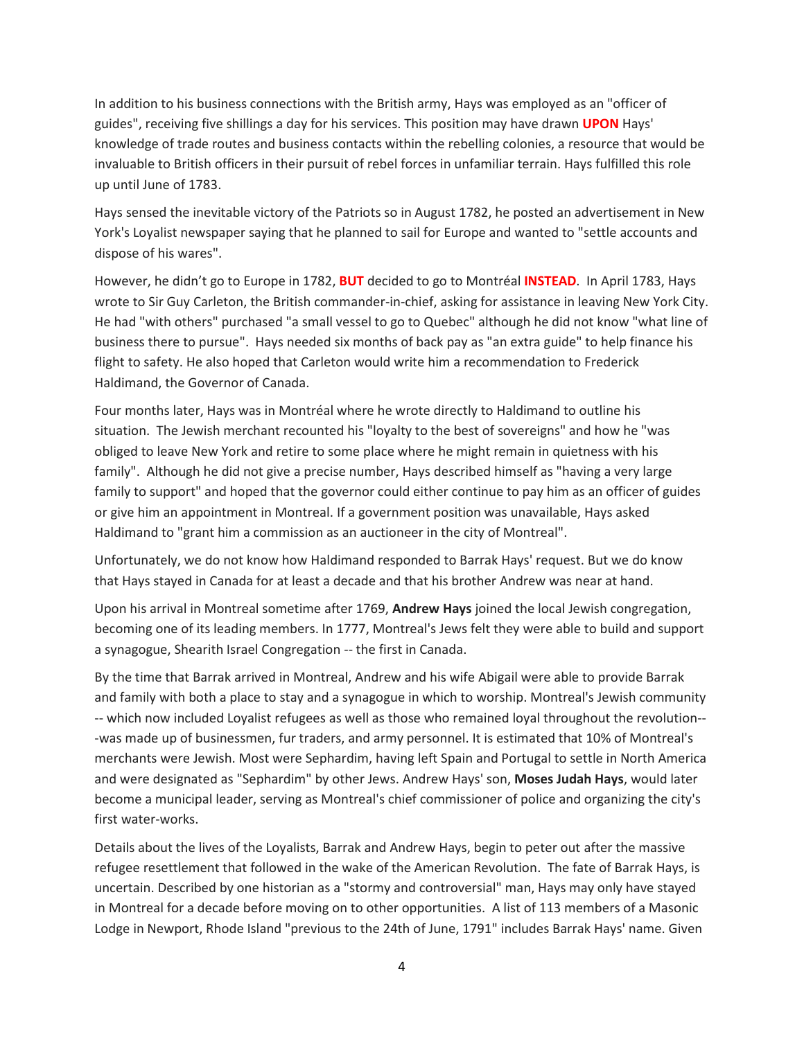In addition to his business connections with the British army, Hays was employed as an "officer of guides", receiving five shillings a day for his services. This position may have drawn **UPON** Hays' knowledge of trade routes and business contacts within the rebelling colonies, a resource that would be invaluable to British officers in their pursuit of rebel forces in unfamiliar terrain. Hays fulfilled this role up until June of 1783.

Hays sensed the inevitable victory of the Patriots so in August 1782, he posted an advertisement in New York's Loyalist newspaper saying that he planned to sail for Europe and wanted to "settle accounts and dispose of his wares".

However, he didn't go to Europe in 1782, **BUT** decided to go to Montréal **INSTEAD**. In April 1783, Hays wrote to Sir Guy Carleton, the British commander-in-chief, asking for assistance in leaving New York City. He had "with others" purchased "a small vessel to go to Quebec" although he did not know "what line of business there to pursue". Hays needed six months of back pay as "an extra guide" to help finance his flight to safety. He also hoped that Carleton would write him a recommendation to Frederick Haldimand, the Governor of Canada.

Four months later, Hays was in Montréal where he wrote directly to Haldimand to outline his situation. The Jewish merchant recounted his "loyalty to the best of sovereigns" and how he "was obliged to leave New York and retire to some place where he might remain in quietness with his family". Although he did not give a precise number, Hays described himself as "having a very large family to support" and hoped that the governor could either continue to pay him as an officer of guides or give him an appointment in Montreal. If a government position was unavailable, Hays asked Haldimand to "grant him a commission as an auctioneer in the city of Montreal".

Unfortunately, we do not know how Haldimand responded to Barrak Hays' request. But we do know that Hays stayed in Canada for at least a decade and that his brother Andrew was near at hand.

Upon his arrival in Montreal sometime after 1769, **Andrew Hays** joined the local Jewish congregation, becoming one of its leading members. In 1777, Montreal's Jews felt they were able to build and support a synagogue, Shearith Israel Congregation -- the first in Canada.

By the time that Barrak arrived in Montreal, Andrew and his wife Abigail were able to provide Barrak and family with both a place to stay and a synagogue in which to worship. Montreal's Jewish community -- which now included Loyalist refugees as well as those who remained loyal throughout the revolution---was made up of businessmen, fur traders, and army personnel. It is estimated that 10% of Montreal's merchants were Jewish. Most were Sephardim, having left Spain and Portugal to settle in North America and were designated as "Sephardim" by other Jews. Andrew Hays' son, **Moses Judah Hays**, would later become a municipal leader, serving as Montreal's chief commissioner of police and organizing the city's first water-works.

Details about the lives of the Loyalists, Barrak and Andrew Hays, begin to peter out after the massive refugee resettlement that followed in the wake of the American Revolution. The fate of Barrak Hays, is uncertain. Described by one historian as a "stormy and controversial" man, Hays may only have stayed in Montreal for a decade before moving on to other opportunities. A list of 113 members of a Masonic Lodge in Newport, Rhode Island "previous to the 24th of June, 1791" includes Barrak Hays' name. Given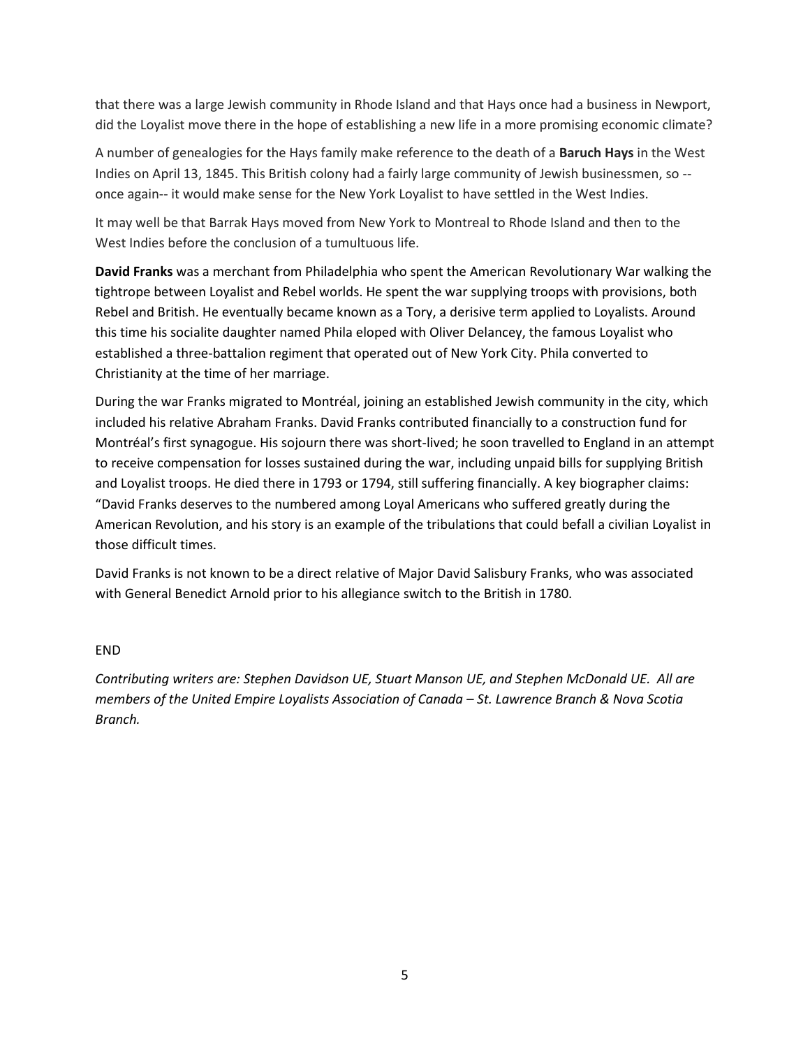that there was a large Jewish community in Rhode Island and that Hays once had a business in Newport, did the Loyalist move there in the hope of establishing a new life in a more promising economic climate?

A number of genealogies for the Hays family make reference to the death of a **Baruch Hays** in the West Indies on April 13, 1845. This British colony had a fairly large community of Jewish businessmen, so -- once again-- it would make sense for the New York Loyalist to have settled in the West Indies.

It may well be that Barrak Hays moved from New York to Montreal to Rhode Island and then to the West Indies before the conclusion of a tumultuous life.

**David Franks** was a merchant from Philadelphia who spent the American Revolutionary War walking the tightrope between Loyalist and Rebel worlds. He spent the war supplying troops with provisions, both Rebel and British. He eventually became known as a Tory, a derisive term applied to Loyalists. Around this time his socialite daughter named Phila eloped with Oliver Delancey, the famous Loyalist who established a three-battalion regiment that operated out of New York City. Phila converted to Christianity at the time of her marriage.

During the war Franks migrated to Montréal, joining an established Jewish community in the city, which included his relative Abraham Franks. David Franks contributed financially to a construction fund for Montréal's first synagogue. His sojourn there was short-lived; he soon travelled to England in an attempt to receive compensation for losses sustained during the war, including unpaid bills for supplying British and Loyalist troops. He died there in 1793 or 1794, still suffering financially. A key biographer claims: "David Franks deserves to the numbered among Loyal Americans who suffered greatly during the American Revolution, and his story is an example of the tribulations that could befall a civilian Loyalist in those difficult times.

David Franks is not known to be a direct relative of Major David Salisbury Franks, who was associated with General Benedict Arnold prior to his allegiance switch to the British in 1780.

END

*Contributing writers are: Stephen Davidson UE, Stuart Manson UE, and Stephen McDonald UE. All are members of the United Empire Loyalists Association of Canada – St. Lawrence Branch & Nova Scotia Branch.*